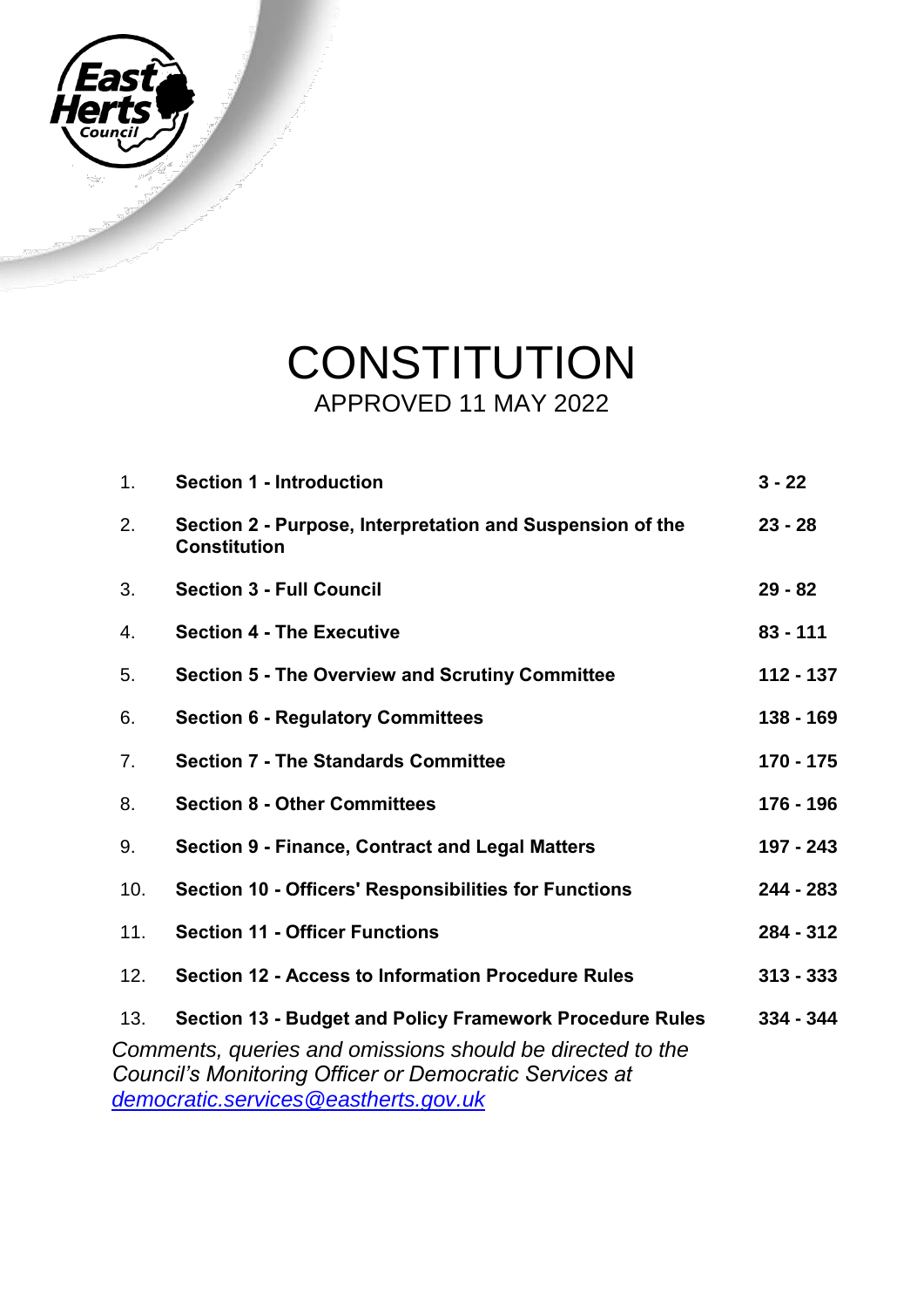# CONSTITUTION

APPROVED 11 MAY 2022

| | | |
|---|---|---|
| 1. | **Section 1 - Introduction** | **3 - 22** |
| 2. | **Section 2 - Purpose, Interpretation and Suspension of the Constitution** | **23 - 28** |
| 3. | **Section 3 - Full Council** | **29 - 82** |
| 4. | **Section 4 - The Executive** | **83 - 111** |
| 5. | **Section 5 - The Overview and Scrutiny Committee** | **112 - 137** |
| 6. | **Section 6 - Regulatory Committees** | **138 - 169** |
| 7. | **Section 7 - The Standards Committee** | **170 - 175** |
| 8. | **Section 8 - Other Committees** | **176 - 196** |
| 9. | **Section 9 - Finance, Contract and Legal Matters** | **197 - 243** |
| 10. | **Section 10 - Officers' Responsibilities for Functions** | **244 - 283** |
| 11. | **Section 11 - Officer Functions** | **284 - 312** |
| 12. | **Section 12 - Access to Information Procedure Rules** | **313 - 333** |
| 13. | **Section 13 - Budget and Policy Framework Procedure Rules** | **334 - 344** |

*Comments, queries and omissions should be directed to the Council's Monitoring Officer or Democratic Services at democratic.services@eastherts.gov.uk*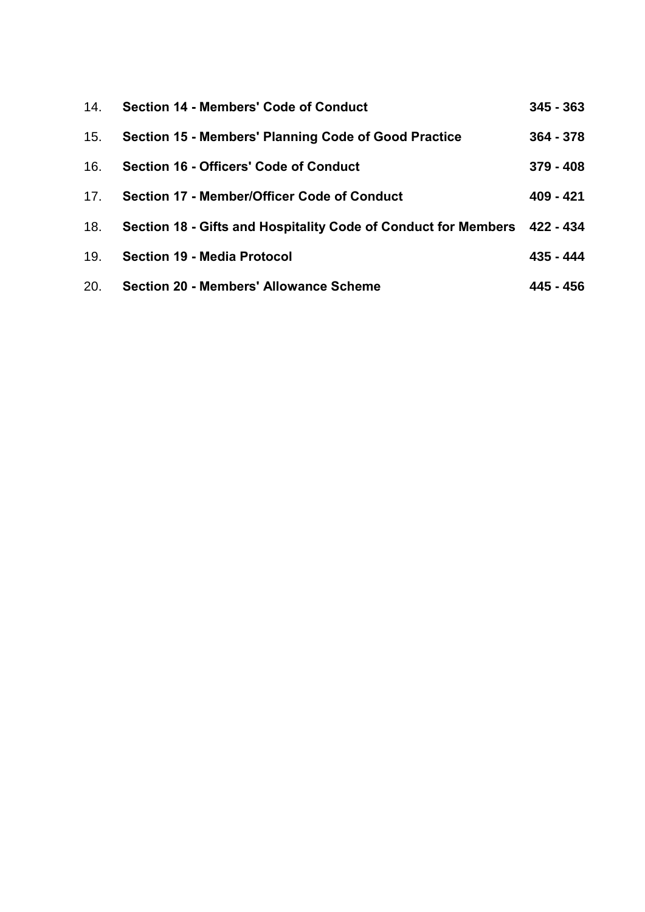| | | |
|---|---|---|
| 14. | **Section 14 - Members' Code of Conduct** | **345 - 363** |
| 15. | **Section 15 - Members' Planning Code of Good Practice** | **364 - 378** |
| 16. | **Section 16 - Officers' Code of Conduct** | **379 - 408** |
| 17. | **Section 17 - Member/Officer Code of Conduct** | **409 - 421** |
| 18. | **Section 18 - Gifts and Hospitality Code of Conduct for Members** | **422 - 434** |
| 19. | **Section 19 - Media Protocol** | **435 - 444** |
| 20. | **Section 20 - Members' Allowance Scheme** | **445 - 456** |